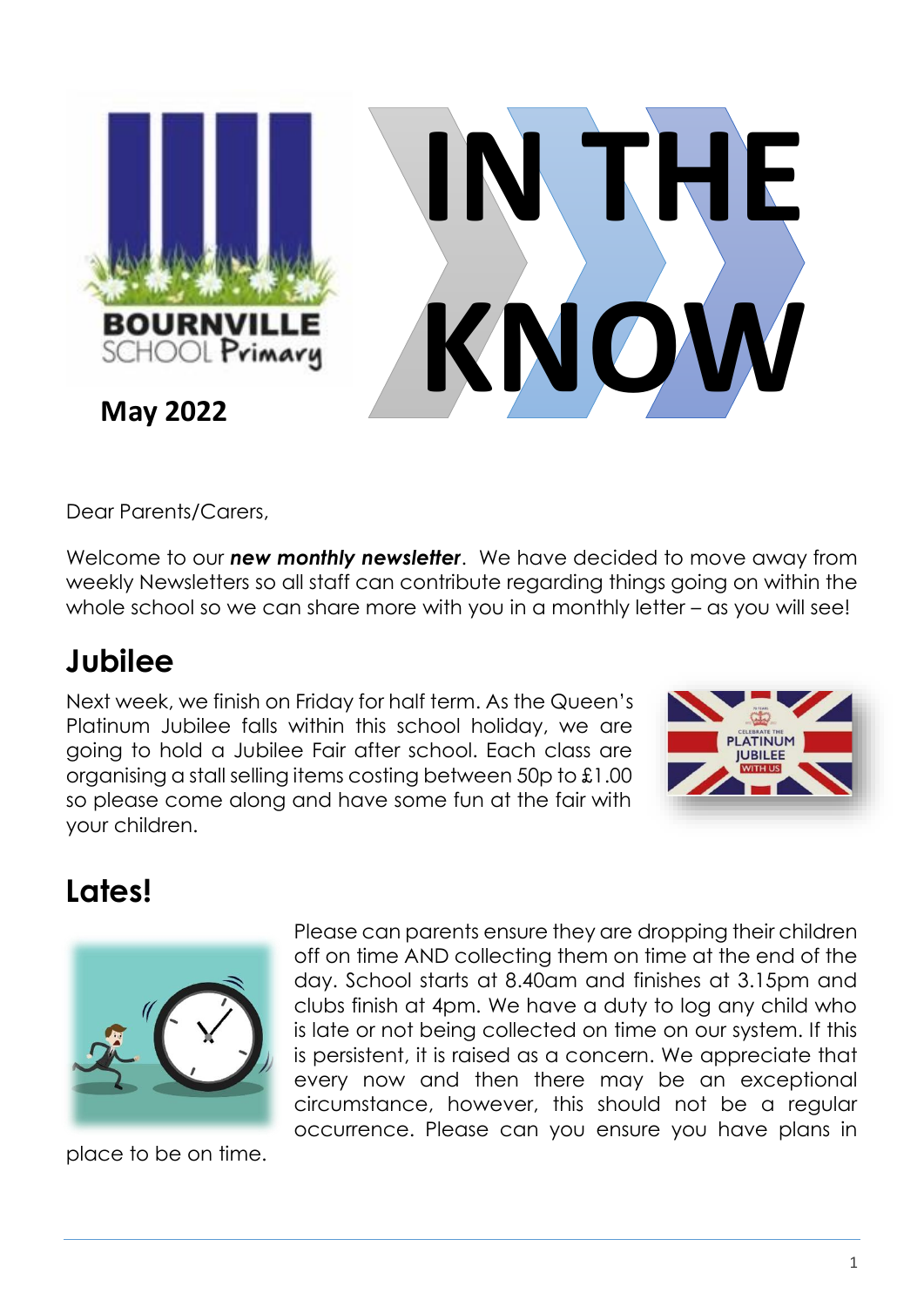# IN THE KNOW

**Bournville School Primary**

**May 2022**

Dear Parents/Carers,

Welcome to our ***new monthly newsletter***. We have decided to move away from weekly Newsletters so all staff can contribute regarding things going on within the whole school so we can share more with you in a monthly letter – as you will see!

## Jubilee

Next week, we finish on Friday for half term. As the Queen's Platinum Jubilee falls within this school holiday, we are going to hold a Jubilee Fair after school. Each class are organising a stall selling items costing between 50p to £1.00 so please come along and have some fun at the fair with your children.

## Lates!

Please can parents ensure they are dropping their children off on time AND collecting them on time at the end of the day. School starts at 8.40am and finishes at 3.15pm and clubs finish at 4pm. We have a duty to log any child who is late or not being collected on time on our system. If this is persistent, it is raised as a concern. We appreciate that every now and then there may be an exceptional circumstance, however, this should not be a regular occurrence. Please can you ensure you have plans in place to be on time.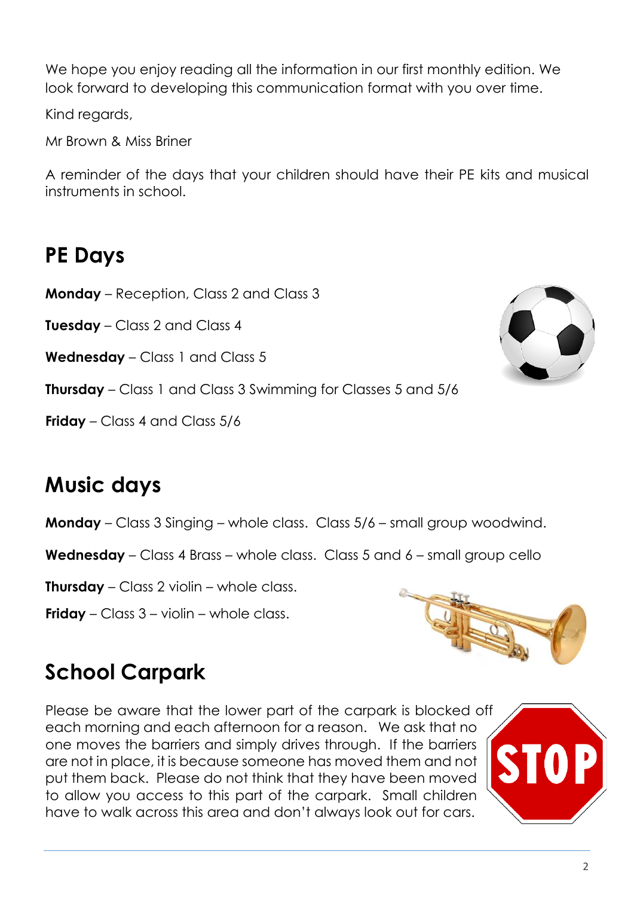We hope you enjoy reading all the information in our first monthly edition. We look forward to developing this communication format with you over time.

Kind regards,

Mr Brown & Miss Briner

A reminder of the days that your children should have their PE kits and musical instruments in school.

## PE Days

**Monday** – Reception, Class 2 and Class 3

**Tuesday** – Class 2 and Class 4

**Wednesday** – Class 1 and Class 5

**Thursday** – Class 1 and Class 3 Swimming for Classes 5 and 5/6

**Friday** – Class 4 and Class 5/6

## Music days

**Monday** – Class 3 Singing – whole class. Class 5/6 – small group woodwind.

**Wednesday** – Class 4 Brass – whole class. Class 5 and 6 – small group cello

**Thursday** – Class 2 violin – whole class.

**Friday** – Class 3 – violin – whole class.

## School Carpark

Please be aware that the lower part of the carpark is blocked off each morning and each afternoon for a reason. We ask that no one moves the barriers and simply drives through. If the barriers are not in place, it is because someone has moved them and not put them back. Please do not think that they have been moved to allow you access to this part of the carpark. Small children have to walk across this area and don't always look out for cars.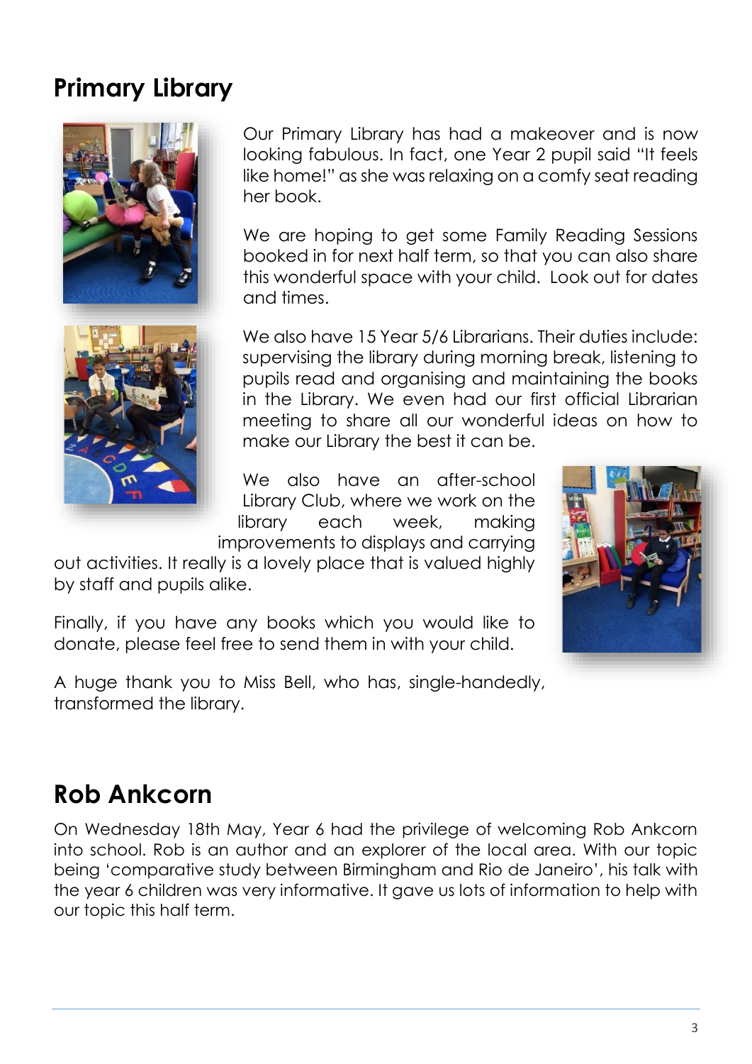## Primary Library

Our Primary Library has had a makeover and is now looking fabulous. In fact, one Year 2 pupil said "It feels like home!" as she was relaxing on a comfy seat reading her book.

We are hoping to get some Family Reading Sessions booked in for next half term, so that you can also share this wonderful space with your child. Look out for dates and times.

We also have 15 Year 5/6 Librarians. Their duties include: supervising the library during morning break, listening to pupils read and organising and maintaining the books in the Library. We even had our first official Librarian meeting to share all our wonderful ideas on how to make our Library the best it can be.

We also have an after-school Library Club, where we work on the library each week, making improvements to displays and carrying out activities. It really is a lovely place that is valued highly by staff and pupils alike.

Finally, if you have any books which you would like to donate, please feel free to send them in with your child.

A huge thank you to Miss Bell, who has, single-handedly, transformed the library.

## Rob Ankcorn

On Wednesday 18th May, Year 6 had the privilege of welcoming Rob Ankcorn into school. Rob is an author and an explorer of the local area. With our topic being 'comparative study between Birmingham and Rio de Janeiro', his talk with the year 6 children was very informative. It gave us lots of information to help with our topic this half term.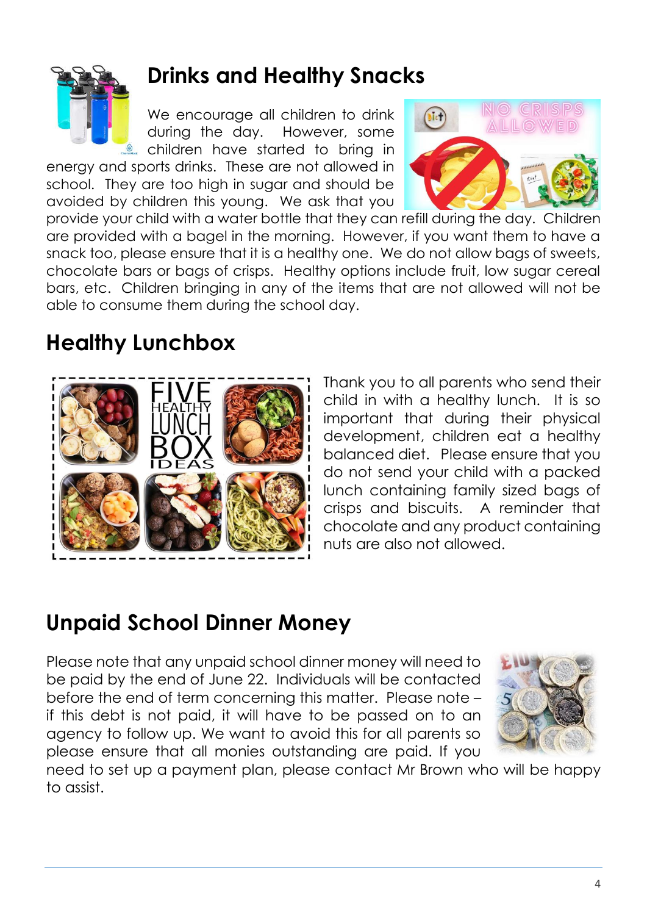## Drinks and Healthy Snacks

We encourage all children to drink during the day. However, some children have started to bring in energy and sports drinks. These are not allowed in school. They are too high in sugar and should be avoided by children this young. We ask that you provide your child with a water bottle that they can refill during the day. Children are provided with a bagel in the morning. However, if you want them to have a snack too, please ensure that it is a healthy one. We do not allow bags of sweets, chocolate bars or bags of crisps. Healthy options include fruit, low sugar cereal bars, etc. Children bringing in any of the items that are not allowed will not be able to consume them during the school day.

## Healthy Lunchbox

Thank you to all parents who send their child in with a healthy lunch. It is so important that during their physical development, children eat a healthy balanced diet. Please ensure that you do not send your child with a packed lunch containing family sized bags of crisps and biscuits. A reminder that chocolate and any product containing nuts are also not allowed.

## Unpaid School Dinner Money

Please note that any unpaid school dinner money will need to be paid by the end of June 22. Individuals will be contacted before the end of term concerning this matter. Please note – if this debt is not paid, it will have to be passed on to an agency to follow up. We want to avoid this for all parents so please ensure that all monies outstanding are paid. If you need to set up a payment plan, please contact Mr Brown who will be happy to assist.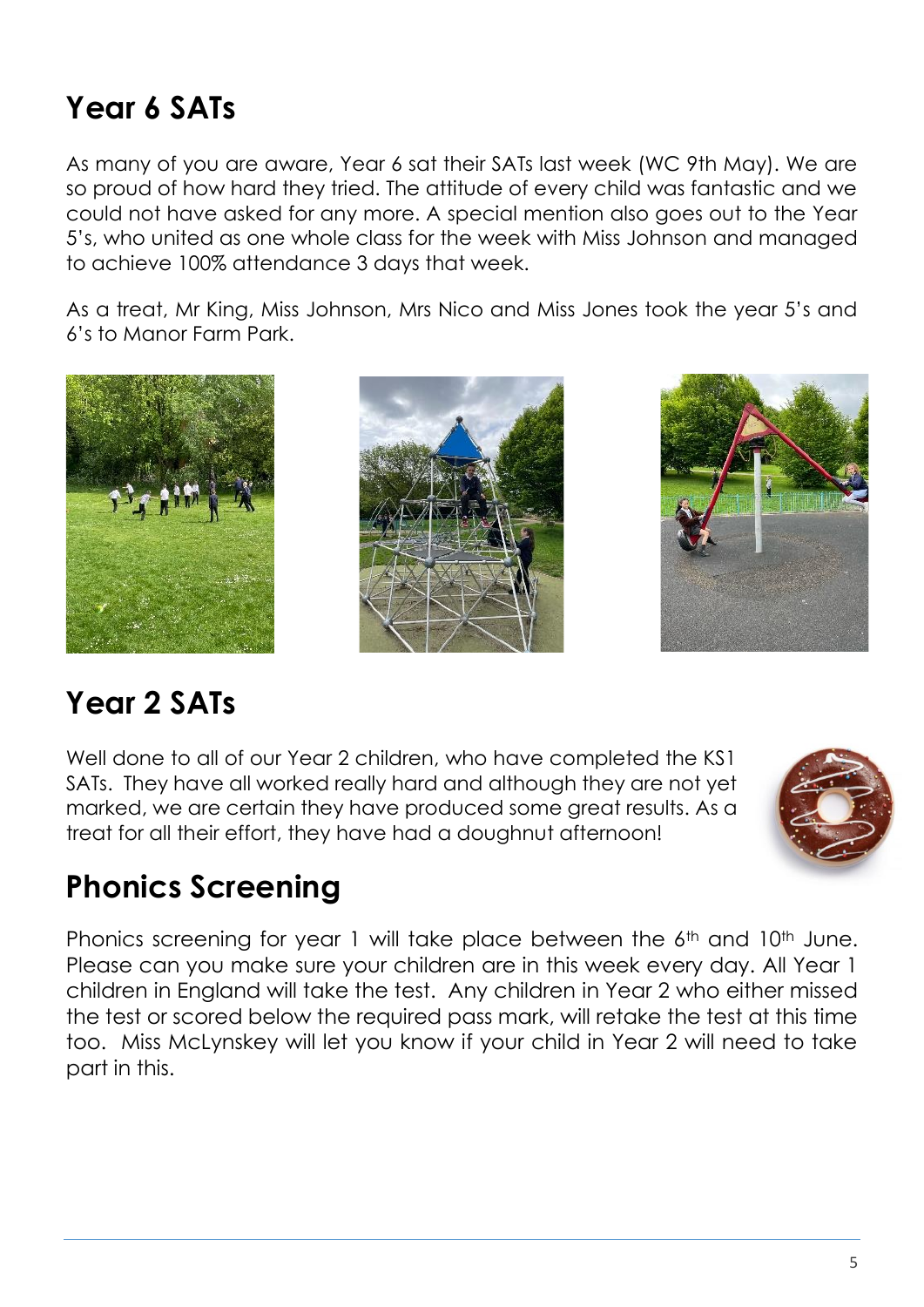## Year 6 SATs

As many of you are aware, Year 6 sat their SATs last week (WC 9th May). We are so proud of how hard they tried. The attitude of every child was fantastic and we could not have asked for any more. A special mention also goes out to the Year 5's, who united as one whole class for the week with Miss Johnson and managed to achieve 100% attendance 3 days that week.

As a treat, Mr King, Miss Johnson, Mrs Nico and Miss Jones took the year 5's and 6's to Manor Farm Park.

## Year 2 SATs

Well done to all of our Year 2 children, who have completed the KS1 SATs. They have all worked really hard and although they are not yet marked, we are certain they have produced some great results. As a treat for all their effort, they have had a doughnut afternoon!

## Phonics Screening

Phonics screening for year 1 will take place between the 6th and 10th June. Please can you make sure your children are in this week every day. All Year 1 children in England will take the test. Any children in Year 2 who either missed the test or scored below the required pass mark, will retake the test at this time too. Miss McLynskey will let you know if your child in Year 2 will need to take part in this.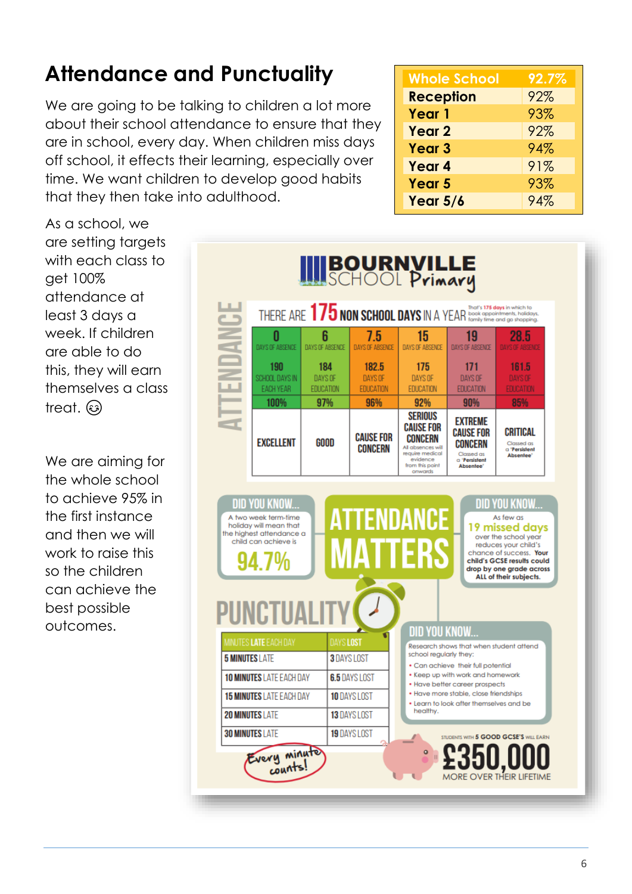# Attendance and Punctuality

We are going to be talking to children a lot more about their school attendance to ensure that they are in school, every day. When children miss days off school, it effects their learning, especially over time. We want children to develop good habits that they then take into adulthood.

| Whole School | 92.7% |
|---|---|
| Reception | 92% |
| Year 1 | 93% |
| Year 2 | 92% |
| Year 3 | 94% |
| Year 4 | 91% |
| Year 5 | 93% |
| Year 5/6 | 94% |

As a school, we are setting targets with each class to get 100% attendance at least 3 days a week. If children are able to do this, they will earn themselves a class treat. 😉

We are aiming for the whole school to achieve 95% in the first instance and then we will work to raise this so the children can achieve the best possible outcomes.

## BOURNVILLE SCHOOL Primary

### ATTENDANCE

THERE ARE 175 NON SCHOOL DAYS IN A YEAR — That's 175 days in which to book appointments, holidays, family time and go shopping.

| 0 DAYS OF ABSENCE | 6 DAYS OF ABSENCE | 7.5 DAYS OF ABSENCE | 15 DAYS OF ABSENCE | 19 DAYS OF ABSENCE | 28.5 DAYS OF ABSENCE |
|---|---|---|---|---|---|
| 190 SCHOOL DAYS IN EACH YEAR | 184 DAYS OF EDUCATION | 182.5 DAYS OF EDUCATION | 175 DAYS OF EDUCATION | 171 DAYS OF EDUCATION | 161.5 DAYS OF EDUCATION |
| 100% | 97% | 96% | 92% | 90% | 85% |
| EXCELLENT | GOOD | CAUSE FOR CONCERN | SERIOUS CAUSE FOR CONCERN — All absences will require medical evidence from this point onwards | EXTREME CAUSE FOR CONCERN — Classed as a 'Persistent Absentee' | CRITICAL — Classed as a 'Persistent Absentee' |

**DID YOU KNOW...** A two week term-time holiday will mean that the highest attendance a child can achieve is **94.7%**

**ATTENDANCE MATTERS**

**DID YOU KNOW...** As few as **19 missed days** over the school year reduces your child's chance of success. **Your child's GCSE results could drop by one grade across ALL of their subjects.**

### PUNCTUALITY

| MINUTES LATE EACH DAY | DAYS LOST |
|---|---|
| 5 MINUTES LATE | 3 DAYS LOST |
| 10 MINUTES LATE EACH DAY | 6.5 DAYS LOST |
| 15 MINUTES LATE EACH DAY | 10 DAYS LOST |
| 20 MINUTES LATE | 13 DAYS LOST |
| 30 MINUTES LATE | 19 DAYS LOST |

*Every minute counts!*

**DID YOU KNOW...** Research shows that when student attend school regularly they:

- Can achieve their full potential
- Keep up with work and homework
- Have better career prospects
- Have more stable, close friendships
- Learn to look after themselves and be healthy.

STUDENTS WITH 5 GOOD GCSE'S WILL EARN **£350,000** MORE OVER THEIR LIFETIME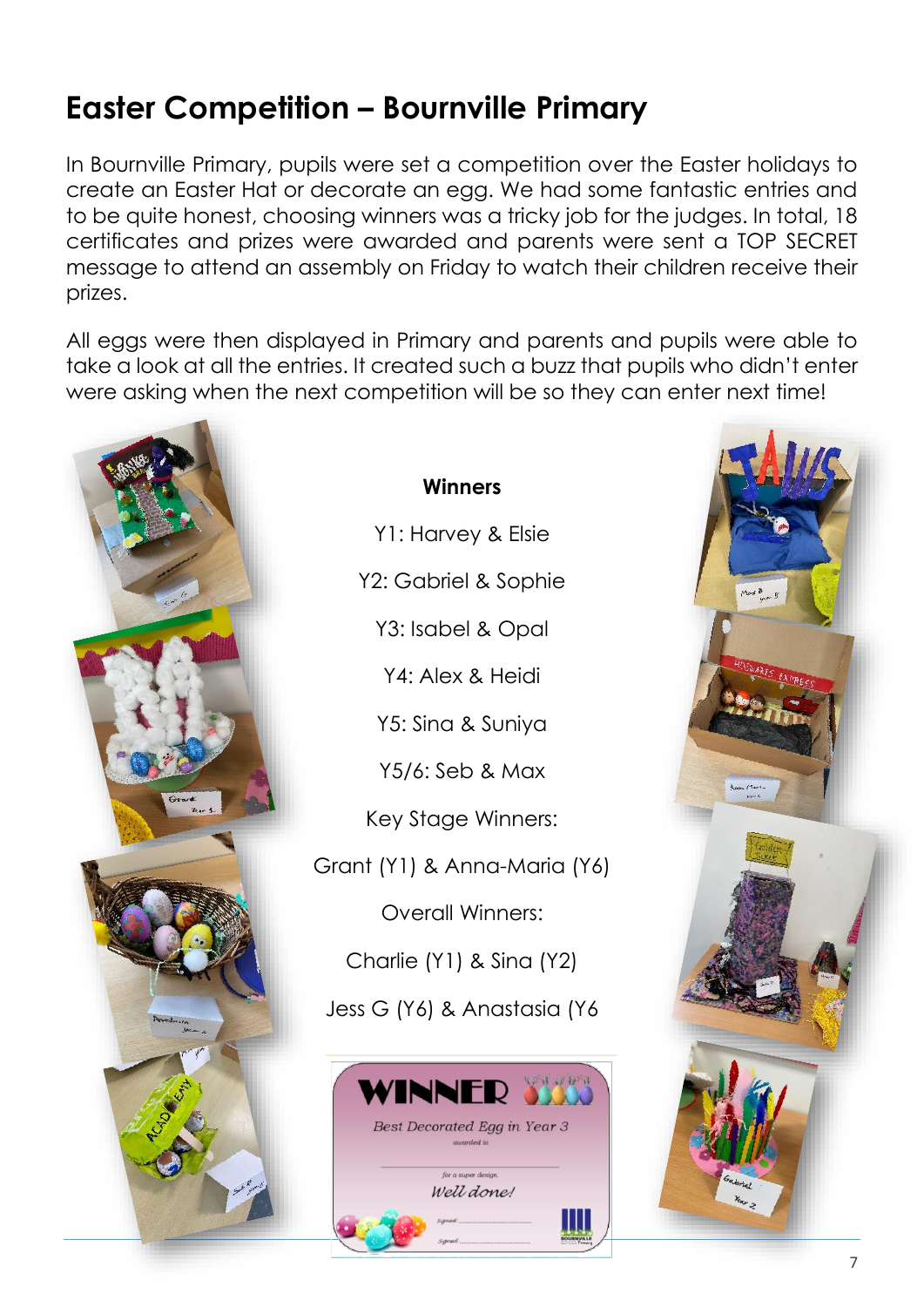# Easter Competition – Bournville Primary

In Bournville Primary, pupils were set a competition over the Easter holidays to create an Easter Hat or decorate an egg. We had some fantastic entries and to be quite honest, choosing winners was a tricky job for the judges. In total, 18 certificates and prizes were awarded and parents were sent a TOP SECRET message to attend an assembly on Friday to watch their children receive their prizes.

All eggs were then displayed in Primary and parents and pupils were able to take a look at all the entries. It created such a buzz that pupils who didn't enter were asking when the next competition will be so they can enter next time!

**Winners**

Y1: Harvey & Elsie

Y2: Gabriel & Sophie

Y3: Isabel & Opal

Y4: Alex & Heidi

Y5: Sina & Suniya

Y5/6: Seb & Max

Key Stage Winners:

Grant (Y1) & Anna-Maria (Y6)

Overall Winners:

Charlie (Y1) & Sina (Y2)

Jess G (Y6) & Anastasia (Y6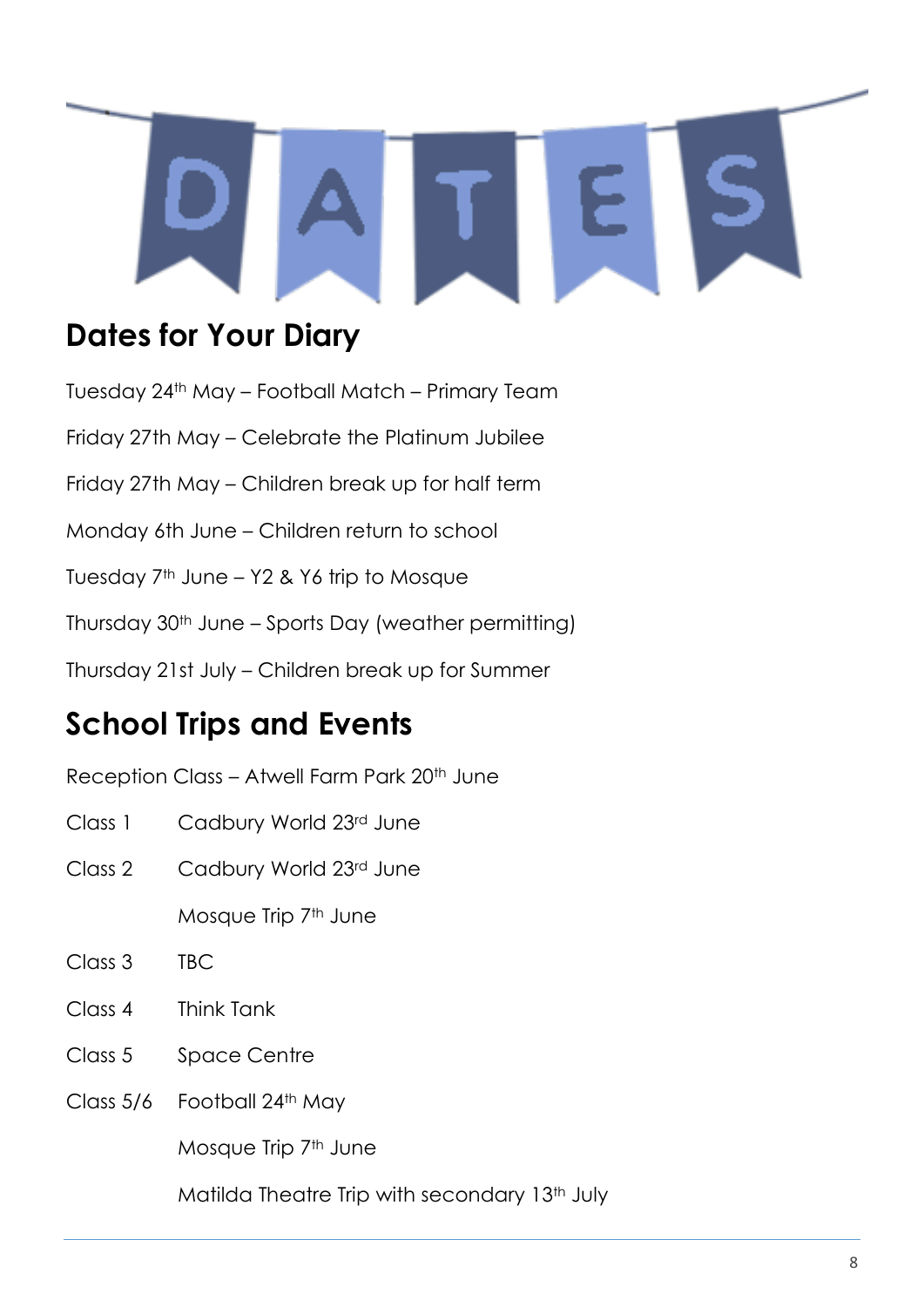DATES

## Dates for Your Diary

Tuesday 24th May – Football Match – Primary Team

Friday 27th May – Celebrate the Platinum Jubilee

Friday 27th May – Children break up for half term

Monday 6th June – Children return to school

Tuesday 7th June – Y2 & Y6 trip to Mosque

Thursday 30th June – Sports Day (weather permitting)

Thursday 21st July – Children break up for Summer

## School Trips and Events

Reception Class – Atwell Farm Park 20th June

| | |
|---|---|
| Class 1 | Cadbury World 23rd June |
| Class 2 | Cadbury World 23rd June |
| | Mosque Trip 7th June |
| Class 3 | TBC |
| Class 4 | Think Tank |
| Class 5 | Space Centre |
| Class 5/6 | Football 24th May |
| | Mosque Trip 7th June |
| | Matilda Theatre Trip with secondary 13th July |